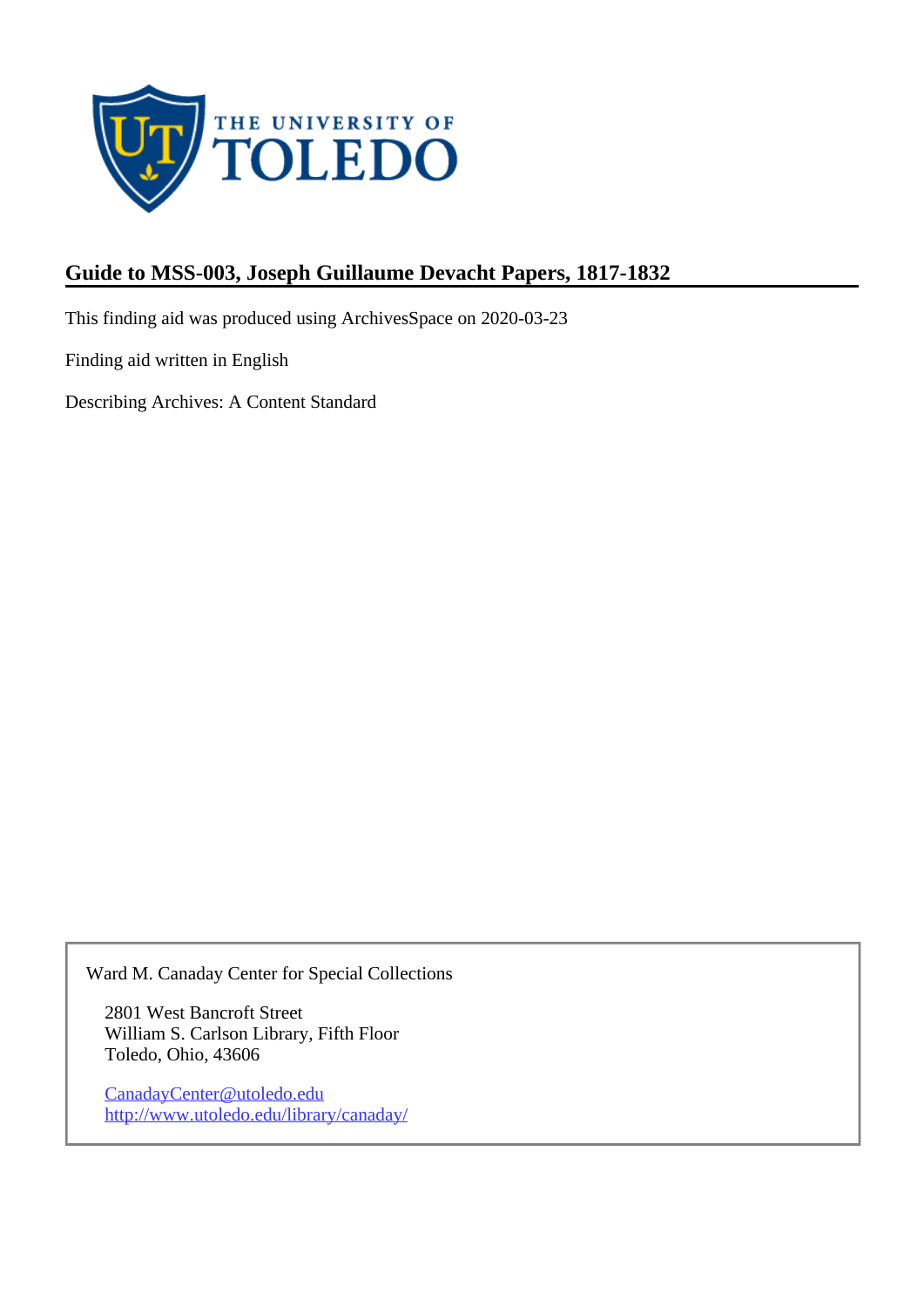# Guide to MSS-003, Joseph Guillaume Devacht Papers, 1817-1832

This finding aid was produced using ArchivesSpace on 2020-03-23

Finding aid written in English

Describing Archives: A Content Standard

Ward M. Canaday Center for Special Collections

2801 West Bancroft Street
William S. Carlson Library, Fifth Floor
Toledo, Ohio, 43606

[CanadayCenter@utoledo.edu](mailto:CanadayCenter@utoledo.edu)
[http://www.utoledo.edu/library/canaday/](http://www.utoledo.edu/library/canaday/)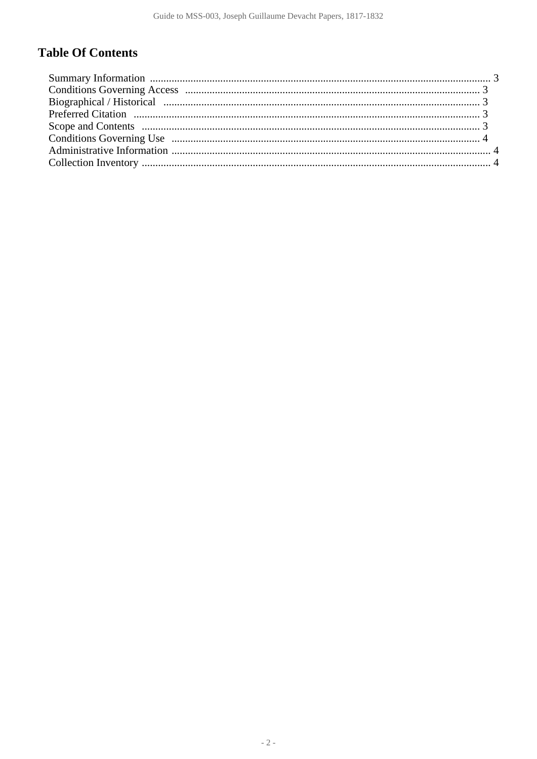## Table Of Contents

- Summary Information ............................................................ 3
- Conditions Governing Access ............................................................ 3
- Biographical / Historical ............................................................ 3
- Preferred Citation ............................................................ 3
- Scope and Contents ............................................................ 3
- Conditions Governing Use ............................................................ 4
- Administrative Information ............................................................ 4
- Collection Inventory ............................................................ 4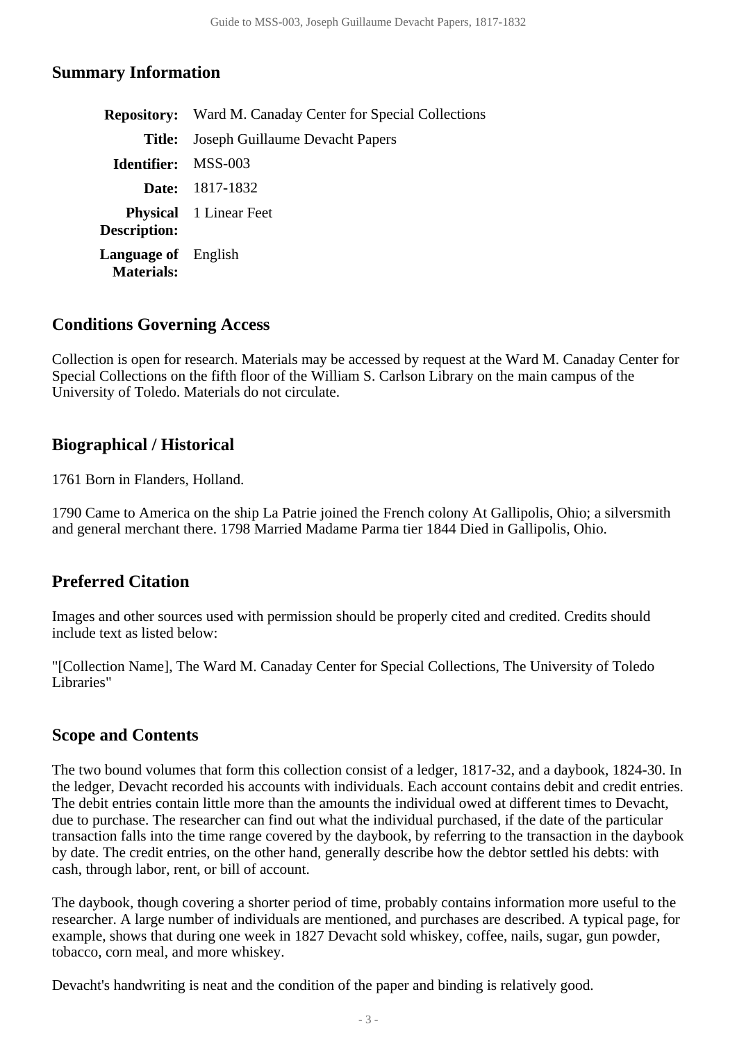## Summary Information

| | |
|---|---|
| **Repository:** | Ward M. Canaday Center for Special Collections |
| **Title:** | Joseph Guillaume Devacht Papers |
| **Identifier:** | MSS-003 |
| **Date:** | 1817-1832 |
| **Physical Description:** | 1 Linear Feet |
| **Language of Materials:** | English |

## Conditions Governing Access

Collection is open for research. Materials may be accessed by request at the Ward M. Canaday Center for Special Collections on the fifth floor of the William S. Carlson Library on the main campus of the University of Toledo. Materials do not circulate.

## Biographical / Historical

1761 Born in Flanders, Holland.

1790 Came to America on the ship La Patrie joined the French colony At Gallipolis, Ohio; a silversmith and general merchant there. 1798 Married Madame Parma tier 1844 Died in Gallipolis, Ohio.

## Preferred Citation

Images and other sources used with permission should be properly cited and credited. Credits should include text as listed below:

"[Collection Name], The Ward M. Canaday Center for Special Collections, The University of Toledo Libraries"

## Scope and Contents

The two bound volumes that form this collection consist of a ledger, 1817-32, and a daybook, 1824-30. In the ledger, Devacht recorded his accounts with individuals. Each account contains debit and credit entries. The debit entries contain little more than the amounts the individual owed at different times to Devacht, due to purchase. The researcher can find out what the individual purchased, if the date of the particular transaction falls into the time range covered by the daybook, by referring to the transaction in the daybook by date. The credit entries, on the other hand, generally describe how the debtor settled his debts: with cash, through labor, rent, or bill of account.

The daybook, though covering a shorter period of time, probably contains information more useful to the researcher. A large number of individuals are mentioned, and purchases are described. A typical page, for example, shows that during one week in 1827 Devacht sold whiskey, coffee, nails, sugar, gun powder, tobacco, corn meal, and more whiskey.

Devacht's handwriting is neat and the condition of the paper and binding is relatively good.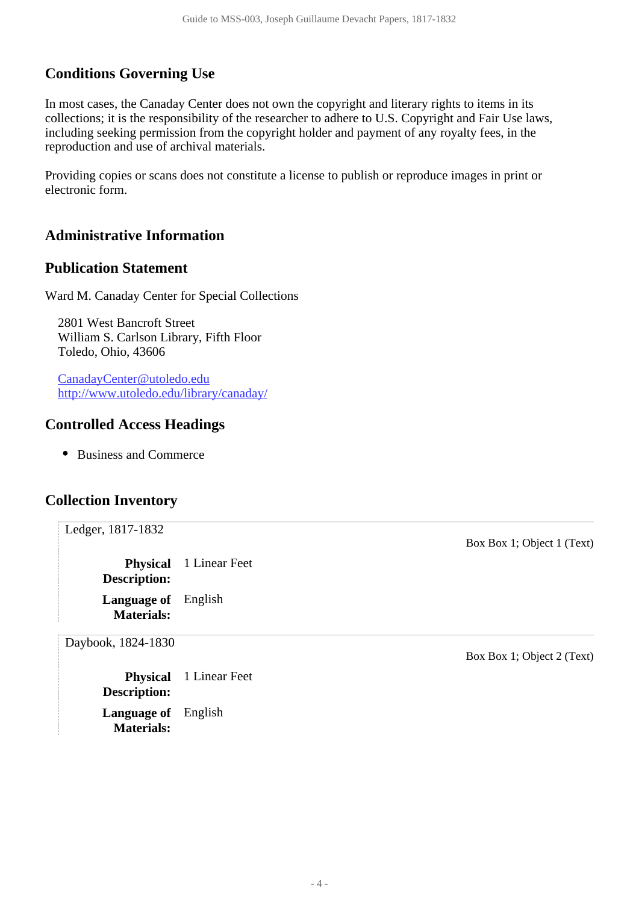## Conditions Governing Use

In most cases, the Canaday Center does not own the copyright and literary rights to items in its collections; it is the responsibility of the researcher to adhere to U.S. Copyright and Fair Use laws, including seeking permission from the copyright holder and payment of any royalty fees, in the reproduction and use of archival materials.

Providing copies or scans does not constitute a license to publish or reproduce images in print or electronic form.

## Administrative Information

## Publication Statement

Ward M. Canaday Center for Special Collections

2801 West Bancroft Street
William S. Carlson Library, Fifth Floor
Toledo, Ohio, 43606

CanadayCenter@utoledo.edu
http://www.utoledo.edu/library/canaday/

## Controlled Access Headings

- Business and Commerce

## Collection Inventory

Ledger, 1817-1832

Box Box 1; Object 1 (Text)

**Physical Description:** 1 Linear Feet

**Language of Materials:** English

Daybook, 1824-1830

Box Box 1; Object 2 (Text)

**Physical Description:** 1 Linear Feet

**Language of Materials:** English